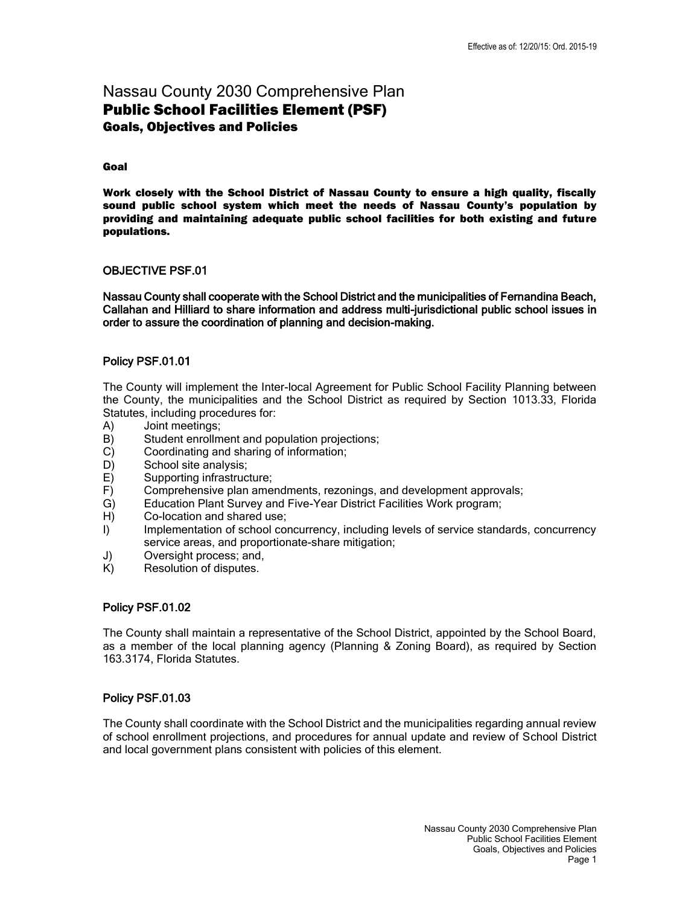Effective as of: 12/20/15: Ord. 2015-19

# Nassau County 2030 Comprehensive Plan
## Public School Facilities Element (PSF)
### Goals, Objectives and Policies

**Goal**

**Work closely with the School District of Nassau County to ensure a high quality, fiscally sound public school system which meet the needs of Nassau County's population by providing and maintaining adequate public school facilities for both existing and future populations.**

### OBJECTIVE PSF.01

**Nassau County shall cooperate with the School District and the municipalities of Fernandina Beach, Callahan and Hilliard to share information and address multi-jurisdictional public school issues in order to assure the coordination of planning and decision-making.**

#### Policy PSF.01.01

The County will implement the Inter-local Agreement for Public School Facility Planning between the County, the municipalities and the School District as required by Section 1013.33, Florida Statutes, including procedures for:

A) Joint meetings;
B) Student enrollment and population projections;
C) Coordinating and sharing of information;
D) School site analysis;
E) Supporting infrastructure;
F) Comprehensive plan amendments, rezonings, and development approvals;
G) Education Plant Survey and Five-Year District Facilities Work program;
H) Co-location and shared use;
I) Implementation of school concurrency, including levels of service standards, concurrency service areas, and proportionate-share mitigation;
J) Oversight process; and,
K) Resolution of disputes.

#### Policy PSF.01.02

The County shall maintain a representative of the School District, appointed by the School Board, as a member of the local planning agency (Planning & Zoning Board), as required by Section 163.3174, Florida Statutes.

#### Policy PSF.01.03

The County shall coordinate with the School District and the municipalities regarding annual review of school enrollment projections, and procedures for annual update and review of School District and local government plans consistent with policies of this element.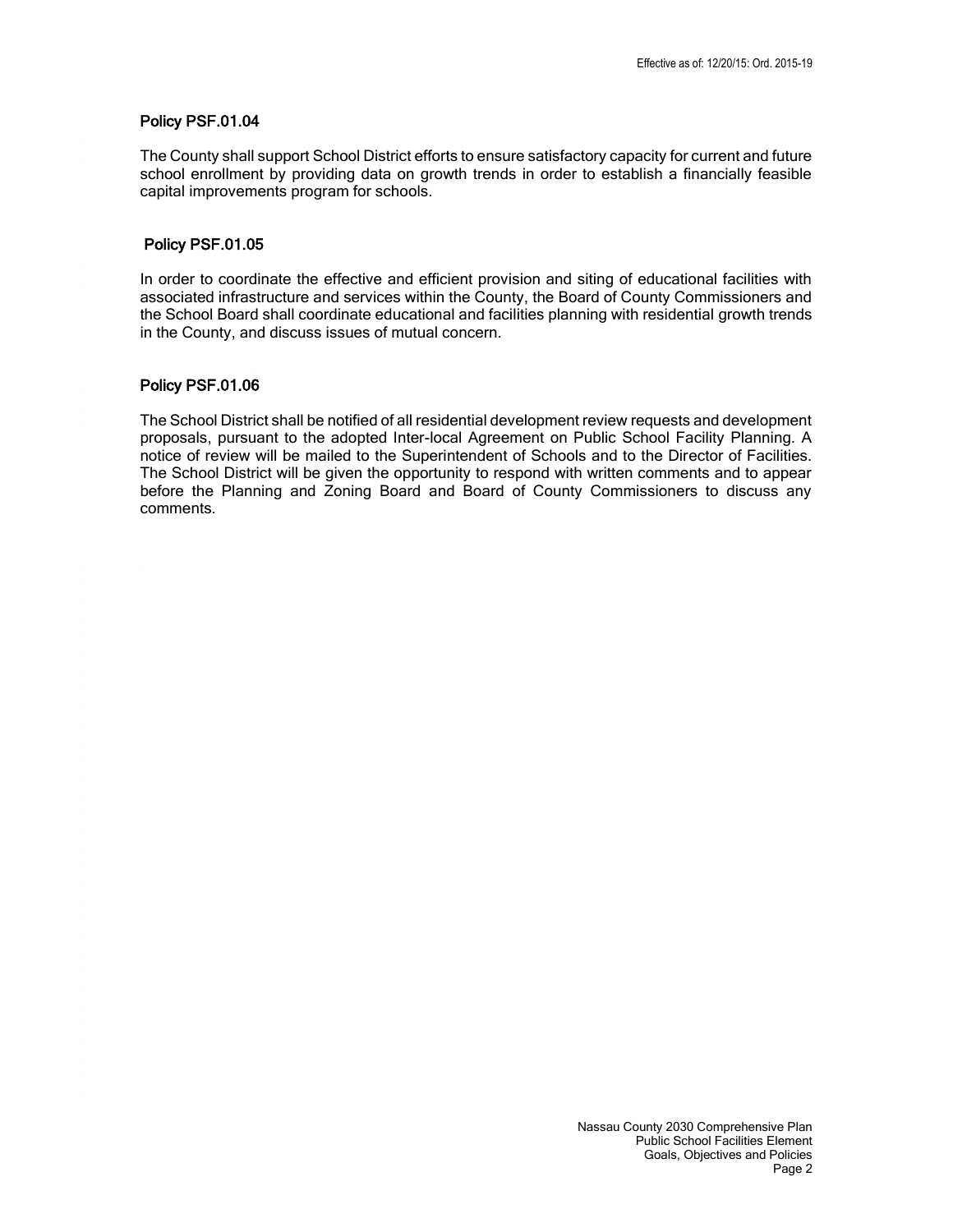### Policy PSF.01.04

The County shall support School District efforts to ensure satisfactory capacity for current and future school enrollment by providing data on growth trends in order to establish a financially feasible capital improvements program for schools.

### Policy PSF.01.05

In order to coordinate the effective and efficient provision and siting of educational facilities with associated infrastructure and services within the County, the Board of County Commissioners and the School Board shall coordinate educational and facilities planning with residential growth trends in the County, and discuss issues of mutual concern.

### Policy PSF.01.06

The School District shall be notified of all residential development review requests and development proposals, pursuant to the adopted Inter-local Agreement on Public School Facility Planning. A notice of review will be mailed to the Superintendent of Schools and to the Director of Facilities. The School District will be given the opportunity to respond with written comments and to appear before the Planning and Zoning Board and Board of County Commissioners to discuss any comments.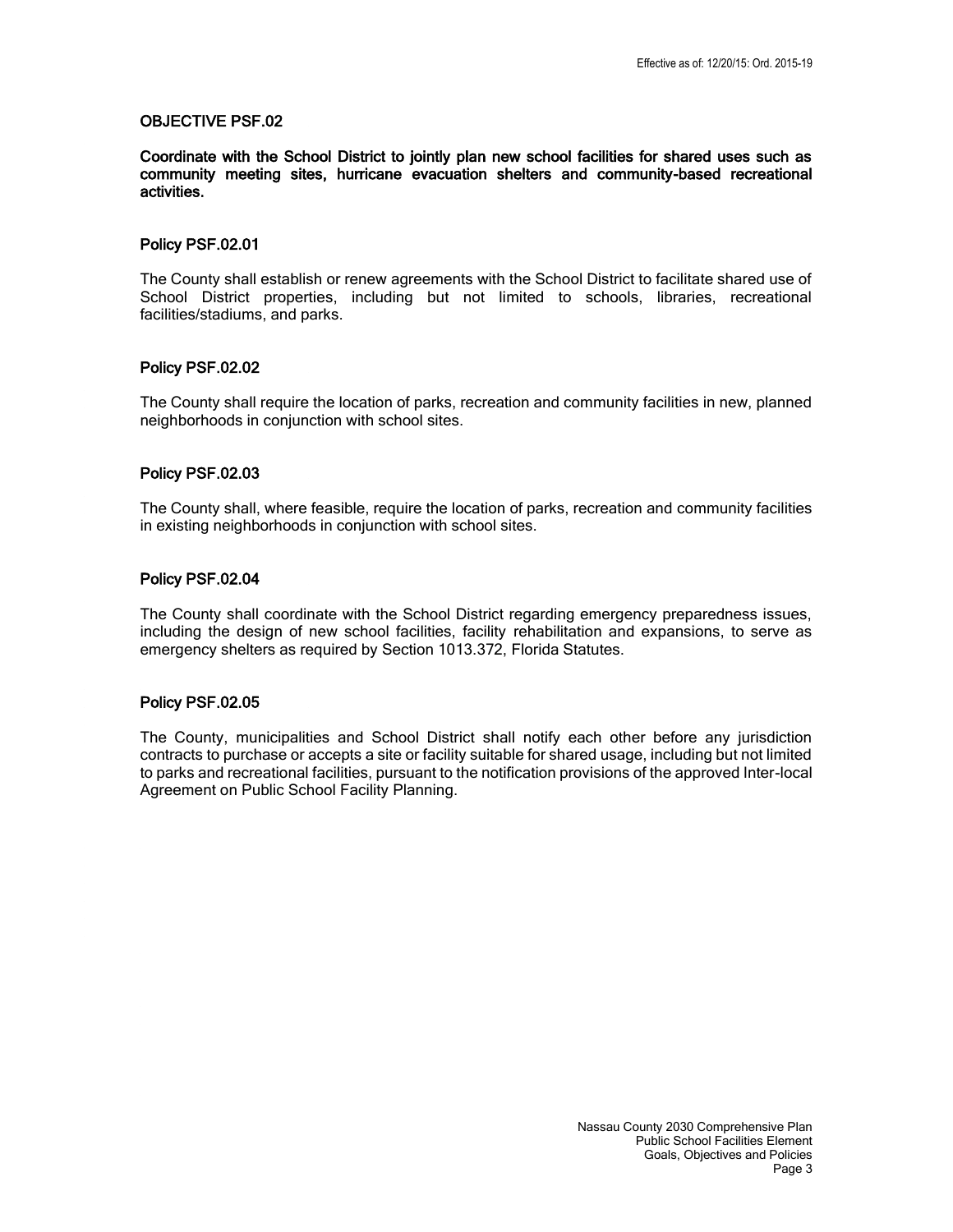### OBJECTIVE PSF.02

**Coordinate with the School District to jointly plan new school facilities for shared uses such as community meeting sites, hurricane evacuation shelters and community-based recreational activities.**

#### Policy PSF.02.01

The County shall establish or renew agreements with the School District to facilitate shared use of School District properties, including but not limited to schools, libraries, recreational facilities/stadiums, and parks.

#### Policy PSF.02.02

The County shall require the location of parks, recreation and community facilities in new, planned neighborhoods in conjunction with school sites.

#### Policy PSF.02.03

The County shall, where feasible, require the location of parks, recreation and community facilities in existing neighborhoods in conjunction with school sites.

#### Policy PSF.02.04

The County shall coordinate with the School District regarding emergency preparedness issues, including the design of new school facilities, facility rehabilitation and expansions, to serve as emergency shelters as required by Section 1013.372, Florida Statutes.

#### Policy PSF.02.05

The County, municipalities and School District shall notify each other before any jurisdiction contracts to purchase or accepts a site or facility suitable for shared usage, including but not limited to parks and recreational facilities, pursuant to the notification provisions of the approved Inter-local Agreement on Public School Facility Planning.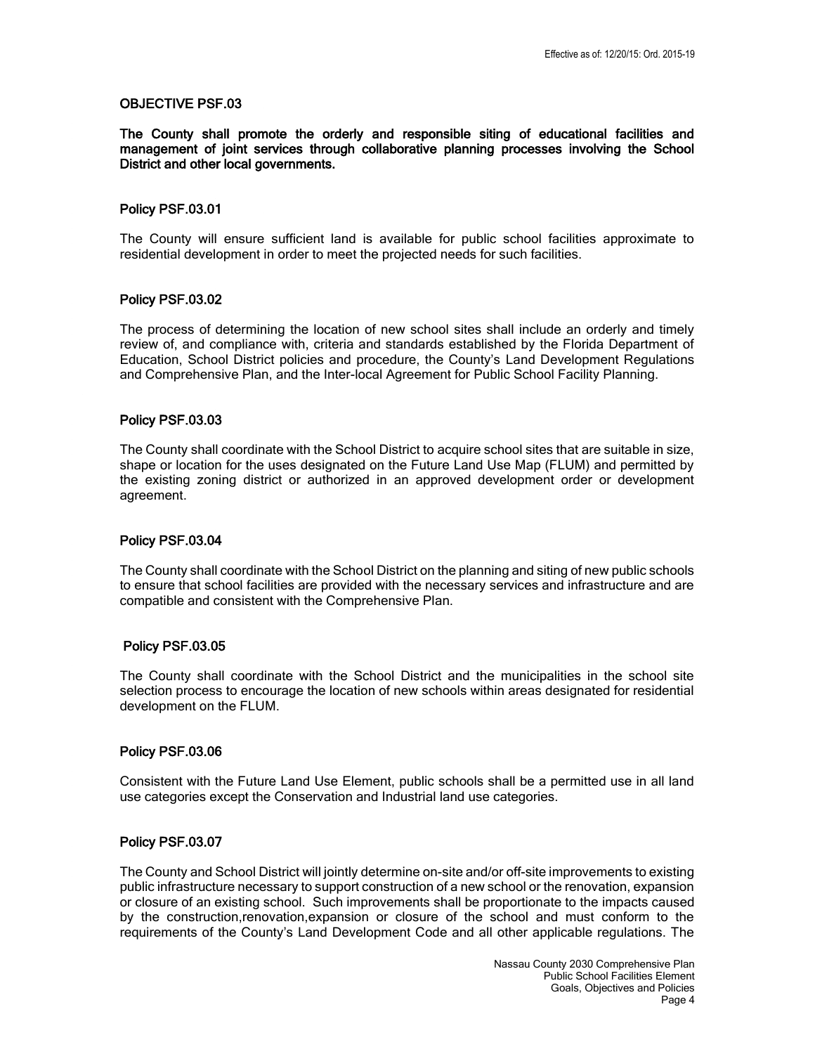### OBJECTIVE PSF.03

**The County shall promote the orderly and responsible siting of educational facilities and management of joint services through collaborative planning processes involving the School District and other local governments.**

#### Policy PSF.03.01

The County will ensure sufficient land is available for public school facilities approximate to residential development in order to meet the projected needs for such facilities.

#### Policy PSF.03.02

The process of determining the location of new school sites shall include an orderly and timely review of, and compliance with, criteria and standards established by the Florida Department of Education, School District policies and procedure, the County's Land Development Regulations and Comprehensive Plan, and the Inter-local Agreement for Public School Facility Planning.

#### Policy PSF.03.03

The County shall coordinate with the School District to acquire school sites that are suitable in size, shape or location for the uses designated on the Future Land Use Map (FLUM) and permitted by the existing zoning district or authorized in an approved development order or development agreement.

#### Policy PSF.03.04

The County shall coordinate with the School District on the planning and siting of new public schools to ensure that school facilities are provided with the necessary services and infrastructure and are compatible and consistent with the Comprehensive Plan.

#### Policy PSF.03.05

The County shall coordinate with the School District and the municipalities in the school site selection process to encourage the location of new schools within areas designated for residential development on the FLUM.

#### Policy PSF.03.06

Consistent with the Future Land Use Element, public schools shall be a permitted use in all land use categories except the Conservation and Industrial land use categories.

#### Policy PSF.03.07

The County and School District will jointly determine on-site and/or off-site improvements to existing public infrastructure necessary to support construction of a new school or the renovation, expansion or closure of an existing school. Such improvements shall be proportionate to the impacts caused by the construction,renovation,expansion or closure of the school and must conform to the requirements of the County's Land Development Code and all other applicable regulations. The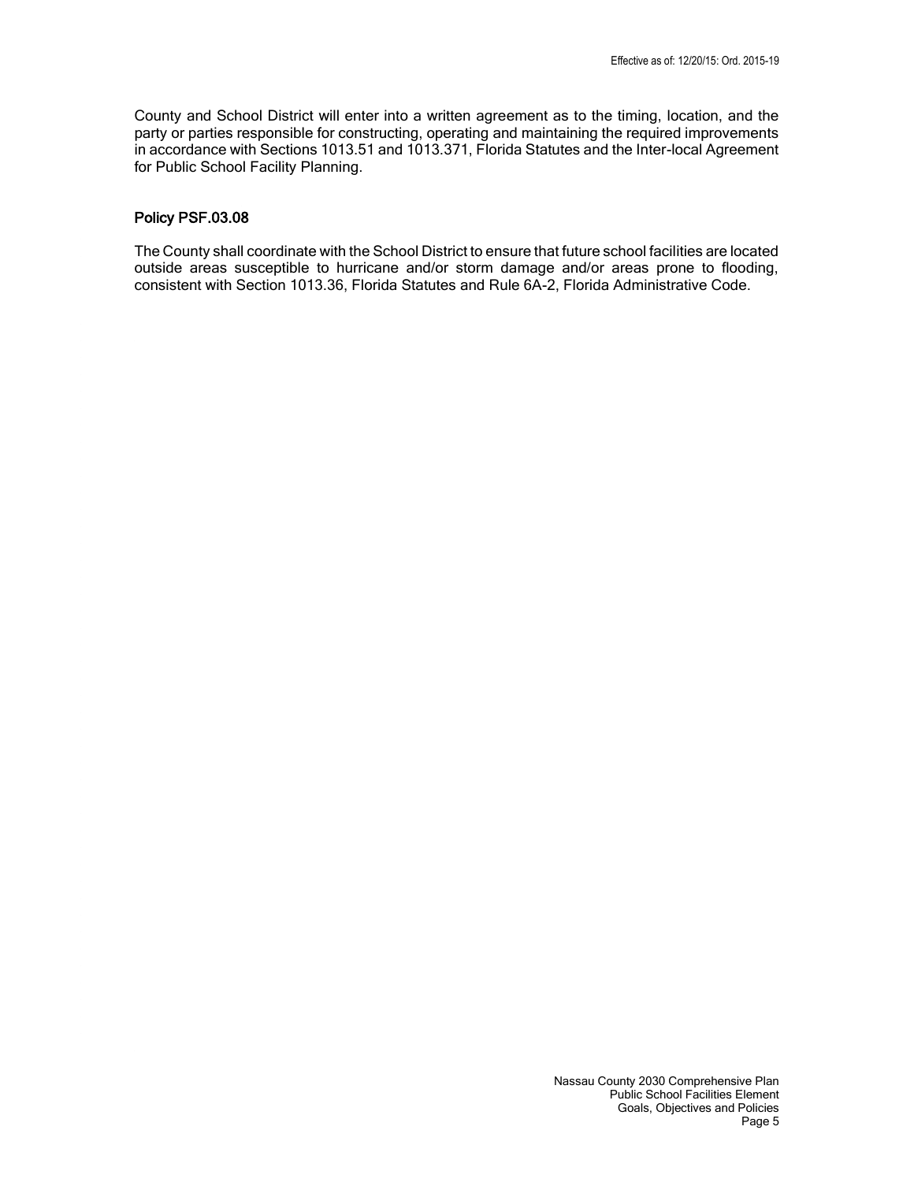County and School District will enter into a written agreement as to the timing, location, and the party or parties responsible for constructing, operating and maintaining the required improvements in accordance with Sections 1013.51 and 1013.371, Florida Statutes and the Inter-local Agreement for Public School Facility Planning.

### Policy PSF.03.08

The County shall coordinate with the School District to ensure that future school facilities are located outside areas susceptible to hurricane and/or storm damage and/or areas prone to flooding, consistent with Section 1013.36, Florida Statutes and Rule 6A-2, Florida Administrative Code.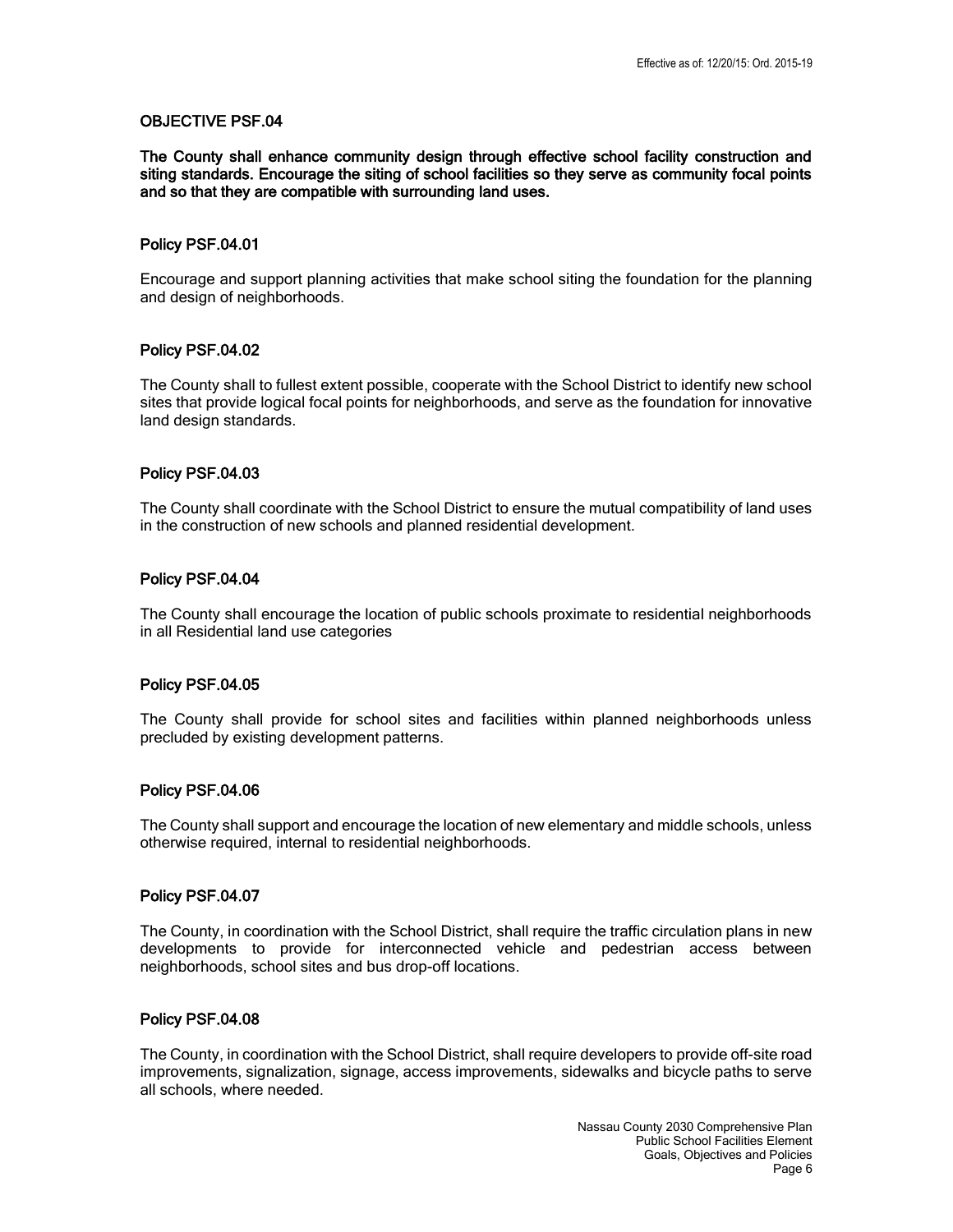### OBJECTIVE PSF.04

**The County shall enhance community design through effective school facility construction and siting standards. Encourage the siting of school facilities so they serve as community focal points and so that they are compatible with surrounding land uses.**

#### Policy PSF.04.01

Encourage and support planning activities that make school siting the foundation for the planning and design of neighborhoods.

#### Policy PSF.04.02

The County shall to fullest extent possible, cooperate with the School District to identify new school sites that provide logical focal points for neighborhoods, and serve as the foundation for innovative land design standards.

#### Policy PSF.04.03

The County shall coordinate with the School District to ensure the mutual compatibility of land uses in the construction of new schools and planned residential development.

#### Policy PSF.04.04

The County shall encourage the location of public schools proximate to residential neighborhoods in all Residential land use categories

#### Policy PSF.04.05

The County shall provide for school sites and facilities within planned neighborhoods unless precluded by existing development patterns.

#### Policy PSF.04.06

The County shall support and encourage the location of new elementary and middle schools, unless otherwise required, internal to residential neighborhoods.

#### Policy PSF.04.07

The County, in coordination with the School District, shall require the traffic circulation plans in new developments to provide for interconnected vehicle and pedestrian access between neighborhoods, school sites and bus drop-off locations.

#### Policy PSF.04.08

The County, in coordination with the School District, shall require developers to provide off-site road improvements, signalization, signage, access improvements, sidewalks and bicycle paths to serve all schools, where needed.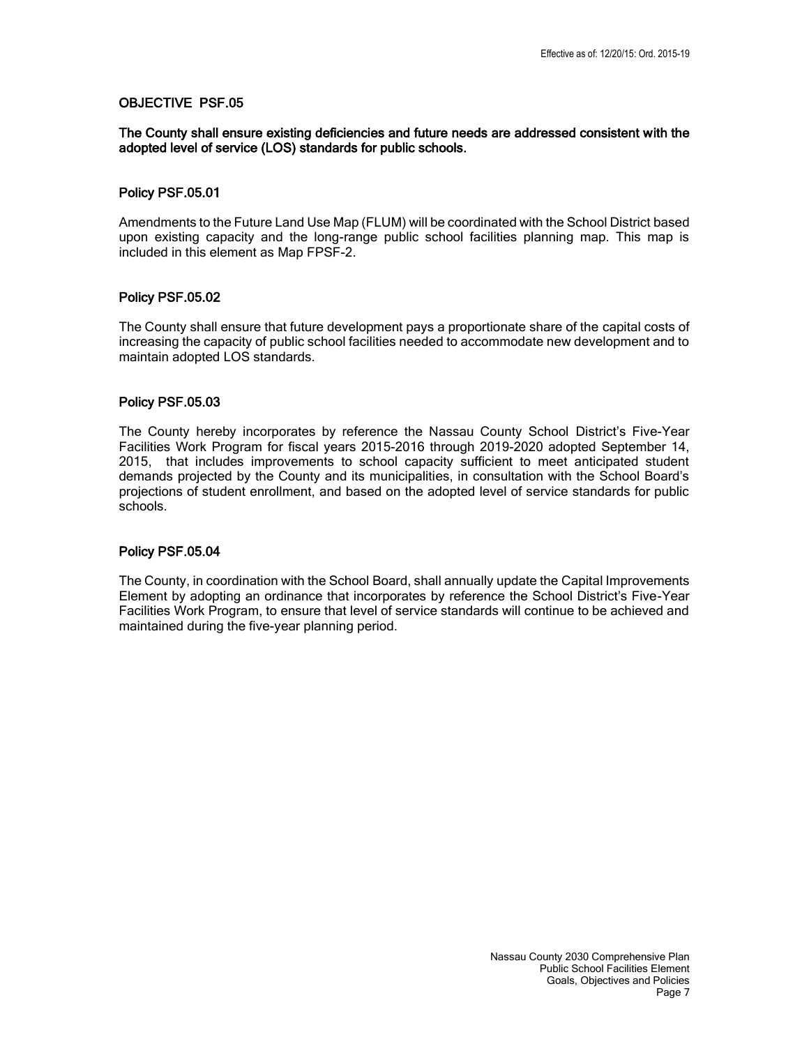## OBJECTIVE PSF.05

**The County shall ensure existing deficiencies and future needs are addressed consistent with the adopted level of service (LOS) standards for public schools.**

### Policy PSF.05.01

Amendments to the Future Land Use Map (FLUM) will be coordinated with the School District based upon existing capacity and the long-range public school facilities planning map. This map is included in this element as Map FPSF-2.

### Policy PSF.05.02

The County shall ensure that future development pays a proportionate share of the capital costs of increasing the capacity of public school facilities needed to accommodate new development and to maintain adopted LOS standards.

### Policy PSF.05.03

The County hereby incorporates by reference the Nassau County School District's Five-Year Facilities Work Program for fiscal years 2015-2016 through 2019-2020 adopted September 14, 2015, that includes improvements to school capacity sufficient to meet anticipated student demands projected by the County and its municipalities, in consultation with the School Board's projections of student enrollment, and based on the adopted level of service standards for public schools.

### Policy PSF.05.04

The County, in coordination with the School Board, shall annually update the Capital Improvements Element by adopting an ordinance that incorporates by reference the School District's Five-Year Facilities Work Program, to ensure that level of service standards will continue to be achieved and maintained during the five-year planning period.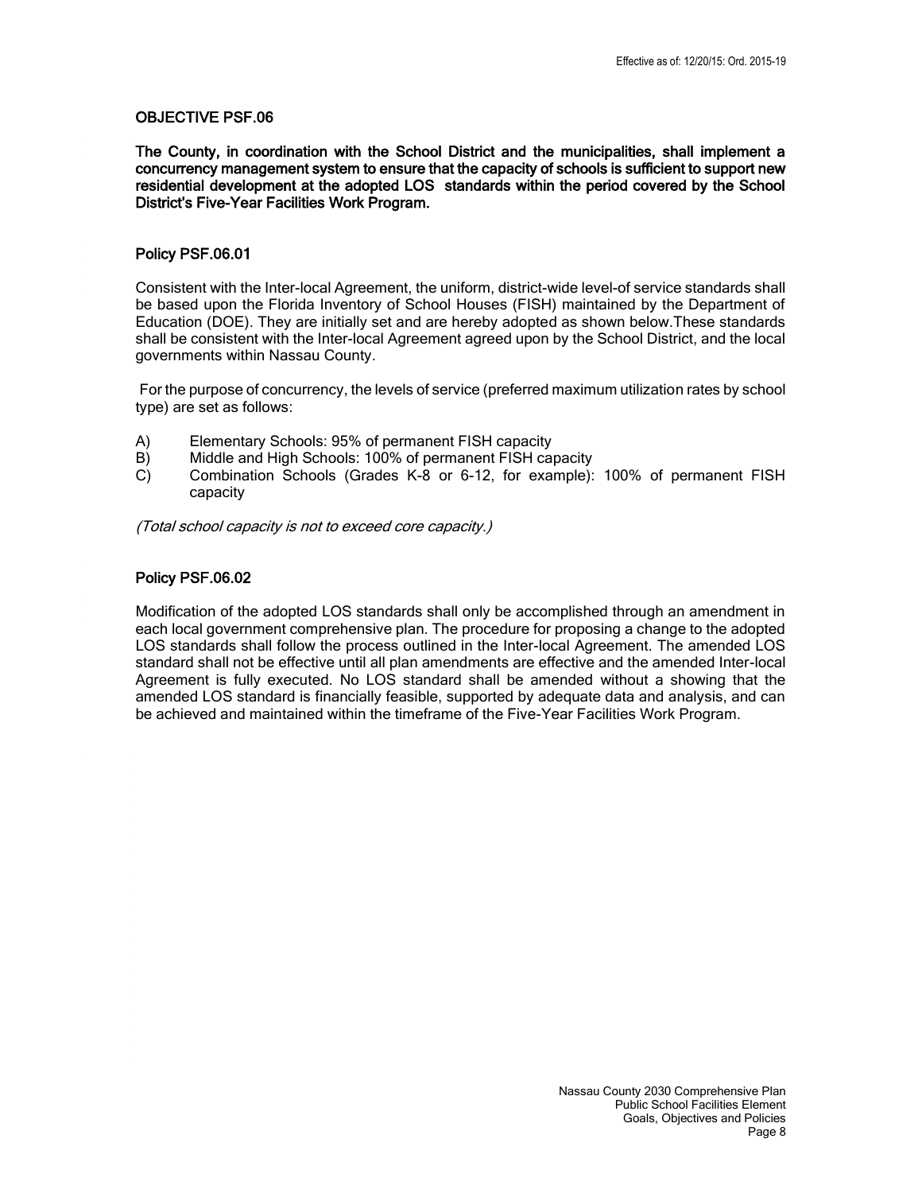## OBJECTIVE PSF.06

**The County, in coordination with the School District and the municipalities, shall implement a concurrency management system to ensure that the capacity of schools is sufficient to support new residential development at the adopted LOS standards within the period covered by the School District's Five-Year Facilities Work Program.**

### Policy PSF.06.01

Consistent with the Inter-local Agreement, the uniform, district-wide level-of service standards shall be based upon the Florida Inventory of School Houses (FISH) maintained by the Department of Education (DOE). They are initially set and are hereby adopted as shown below.These standards shall be consistent with the Inter-local Agreement agreed upon by the School District, and the local governments within Nassau County.

For the purpose of concurrency, the levels of service (preferred maximum utilization rates by school type) are set as follows:

A) Elementary Schools: 95% of permanent FISH capacity
B) Middle and High Schools: 100% of permanent FISH capacity
C) Combination Schools (Grades K-8 or 6-12, for example): 100% of permanent FISH capacity

*(Total school capacity is not to exceed core capacity.)*

### Policy PSF.06.02

Modification of the adopted LOS standards shall only be accomplished through an amendment in each local government comprehensive plan. The procedure for proposing a change to the adopted LOS standards shall follow the process outlined in the Inter-local Agreement. The amended LOS standard shall not be effective until all plan amendments are effective and the amended Inter-local Agreement is fully executed. No LOS standard shall be amended without a showing that the amended LOS standard is financially feasible, supported by adequate data and analysis, and can be achieved and maintained within the timeframe of the Five-Year Facilities Work Program.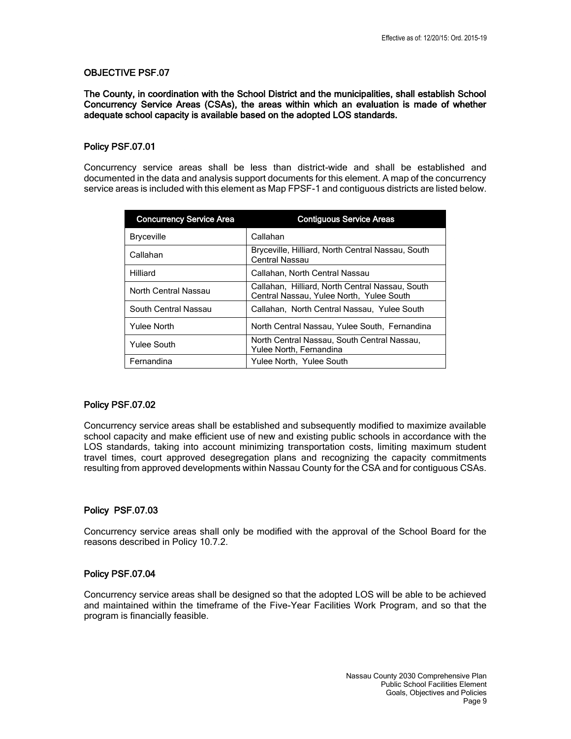### OBJECTIVE PSF.07

**The County, in coordination with the School District and the municipalities, shall establish School Concurrency Service Areas (CSAs), the areas within which an evaluation is made of whether adequate school capacity is available based on the adopted LOS standards.**

#### Policy PSF.07.01

Concurrency service areas shall be less than district-wide and shall be established and documented in the data and analysis support documents for this element. A map of the concurrency service areas is included with this element as Map FPSF-1 and contiguous districts are listed below.

| Concurrency Service Area | Contiguous Service Areas |
|---|---|
| Bryceville | Callahan |
| Callahan | Bryceville, Hilliard, North Central Nassau, South Central Nassau |
| Hilliard | Callahan, North Central Nassau |
| North Central Nassau | Callahan, Hilliard, North Central Nassau, South Central Nassau, Yulee North, Yulee South |
| South Central Nassau | Callahan, North Central Nassau, Yulee South |
| Yulee North | North Central Nassau, Yulee South, Fernandina |
| Yulee South | North Central Nassau, South Central Nassau, Yulee North, Fernandina |
| Fernandina | Yulee North, Yulee South |

#### Policy PSF.07.02

Concurrency service areas shall be established and subsequently modified to maximize available school capacity and make efficient use of new and existing public schools in accordance with the LOS standards, taking into account minimizing transportation costs, limiting maximum student travel times, court approved desegregation plans and recognizing the capacity commitments resulting from approved developments within Nassau County for the CSA and for contiguous CSAs.

#### Policy PSF.07.03

Concurrency service areas shall only be modified with the approval of the School Board for the reasons described in Policy 10.7.2.

#### Policy PSF.07.04

Concurrency service areas shall be designed so that the adopted LOS will be able to be achieved and maintained within the timeframe of the Five-Year Facilities Work Program, and so that the program is financially feasible.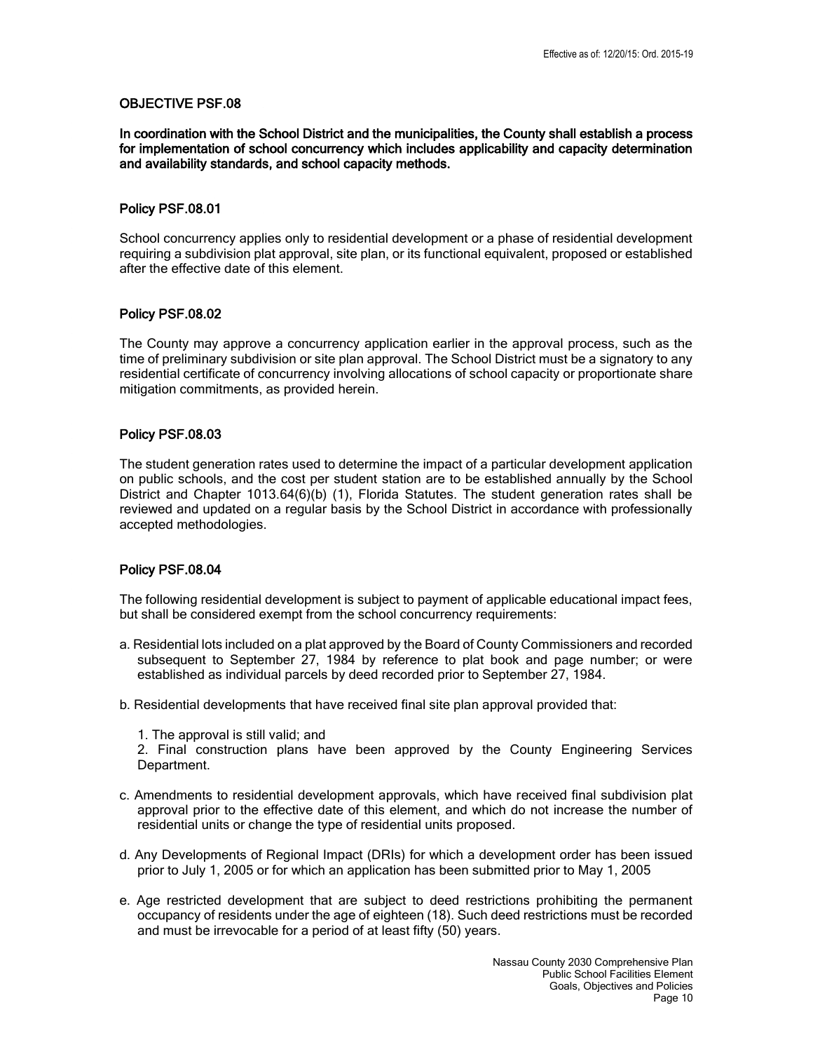### OBJECTIVE PSF.08

**In coordination with the School District and the municipalities, the County shall establish a process for implementation of school concurrency which includes applicability and capacity determination and availability standards, and school capacity methods.**

#### Policy PSF.08.01

School concurrency applies only to residential development or a phase of residential development requiring a subdivision plat approval, site plan, or its functional equivalent, proposed or established after the effective date of this element.

#### Policy PSF.08.02

The County may approve a concurrency application earlier in the approval process, such as the time of preliminary subdivision or site plan approval. The School District must be a signatory to any residential certificate of concurrency involving allocations of school capacity or proportionate share mitigation commitments, as provided herein.

#### Policy PSF.08.03

The student generation rates used to determine the impact of a particular development application on public schools, and the cost per student station are to be established annually by the School District and Chapter 1013.64(6)(b) (1), Florida Statutes. The student generation rates shall be reviewed and updated on a regular basis by the School District in accordance with professionally accepted methodologies.

#### Policy PSF.08.04

The following residential development is subject to payment of applicable educational impact fees, but shall be considered exempt from the school concurrency requirements:

a. Residential lots included on a plat approved by the Board of County Commissioners and recorded subsequent to September 27, 1984 by reference to plat book and page number; or were established as individual parcels by deed recorded prior to September 27, 1984.

b. Residential developments that have received final site plan approval provided that:

1. The approval is still valid; and
2. Final construction plans have been approved by the County Engineering Services Department.

c. Amendments to residential development approvals, which have received final subdivision plat approval prior to the effective date of this element, and which do not increase the number of residential units or change the type of residential units proposed.

d. Any Developments of Regional Impact (DRIs) for which a development order has been issued prior to July 1, 2005 or for which an application has been submitted prior to May 1, 2005

e. Age restricted development that are subject to deed restrictions prohibiting the permanent occupancy of residents under the age of eighteen (18). Such deed restrictions must be recorded and must be irrevocable for a period of at least fifty (50) years.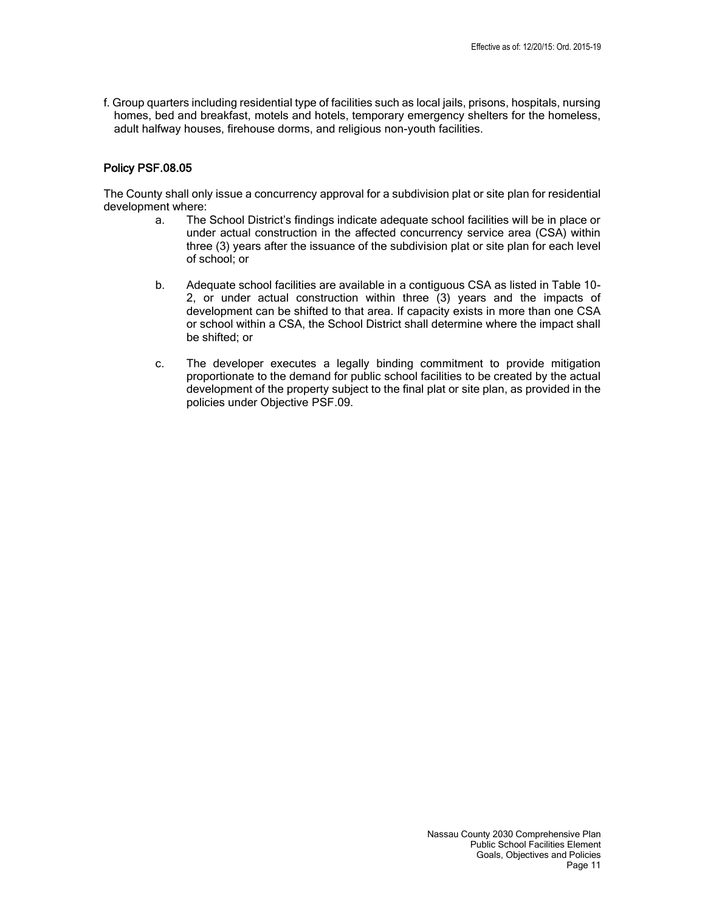f. Group quarters including residential type of facilities such as local jails, prisons, hospitals, nursing homes, bed and breakfast, motels and hotels, temporary emergency shelters for the homeless, adult halfway houses, firehouse dorms, and religious non-youth facilities.

### Policy PSF.08.05

The County shall only issue a concurrency approval for a subdivision plat or site plan for residential development where:

a. The School District's findings indicate adequate school facilities will be in place or under actual construction in the affected concurrency service area (CSA) within three (3) years after the issuance of the subdivision plat or site plan for each level of school; or

b. Adequate school facilities are available in a contiguous CSA as listed in Table 10-2, or under actual construction within three (3) years and the impacts of development can be shifted to that area. If capacity exists in more than one CSA or school within a CSA, the School District shall determine where the impact shall be shifted; or

c. The developer executes a legally binding commitment to provide mitigation proportionate to the demand for public school facilities to be created by the actual development of the property subject to the final plat or site plan, as provided in the policies under Objective PSF.09.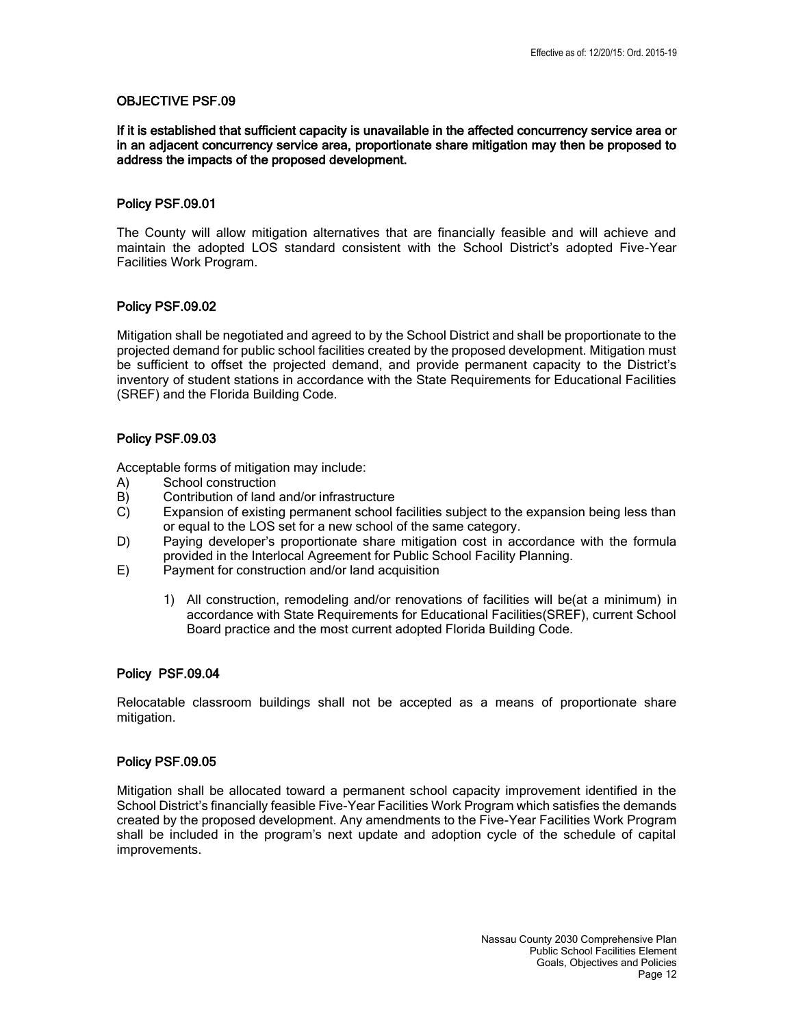### OBJECTIVE PSF.09

**If it is established that sufficient capacity is unavailable in the affected concurrency service area or in an adjacent concurrency service area, proportionate share mitigation may then be proposed to address the impacts of the proposed development.**

#### Policy PSF.09.01

The County will allow mitigation alternatives that are financially feasible and will achieve and maintain the adopted LOS standard consistent with the School District's adopted Five-Year Facilities Work Program.

#### Policy PSF.09.02

Mitigation shall be negotiated and agreed to by the School District and shall be proportionate to the projected demand for public school facilities created by the proposed development. Mitigation must be sufficient to offset the projected demand, and provide permanent capacity to the District's inventory of student stations in accordance with the State Requirements for Educational Facilities (SREF) and the Florida Building Code.

#### Policy PSF.09.03

Acceptable forms of mitigation may include:

A) School construction
B) Contribution of land and/or infrastructure
C) Expansion of existing permanent school facilities subject to the expansion being less than or equal to the LOS set for a new school of the same category.
D) Paying developer's proportionate share mitigation cost in accordance with the formula provided in the Interlocal Agreement for Public School Facility Planning.
E) Payment for construction and/or land acquisition

   1) All construction, remodeling and/or renovations of facilities will be(at a minimum) in accordance with State Requirements for Educational Facilities(SREF), current School Board practice and the most current adopted Florida Building Code.

#### Policy PSF.09.04

Relocatable classroom buildings shall not be accepted as a means of proportionate share mitigation.

#### Policy PSF.09.05

Mitigation shall be allocated toward a permanent school capacity improvement identified in the School District's financially feasible Five-Year Facilities Work Program which satisfies the demands created by the proposed development. Any amendments to the Five-Year Facilities Work Program shall be included in the program's next update and adoption cycle of the schedule of capital improvements.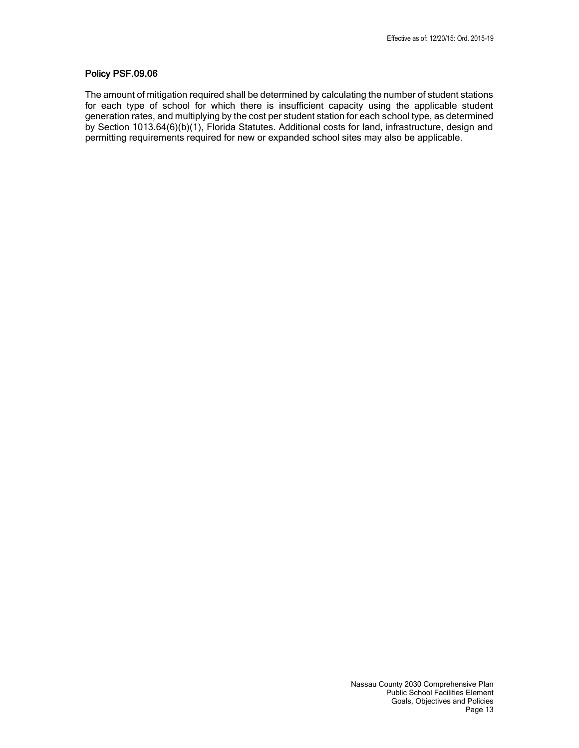### Policy PSF.09.06

The amount of mitigation required shall be determined by calculating the number of student stations for each type of school for which there is insufficient capacity using the applicable student generation rates, and multiplying by the cost per student station for each school type, as determined by Section 1013.64(6)(b)(1), Florida Statutes. Additional costs for land, infrastructure, design and permitting requirements required for new or expanded school sites may also be applicable.